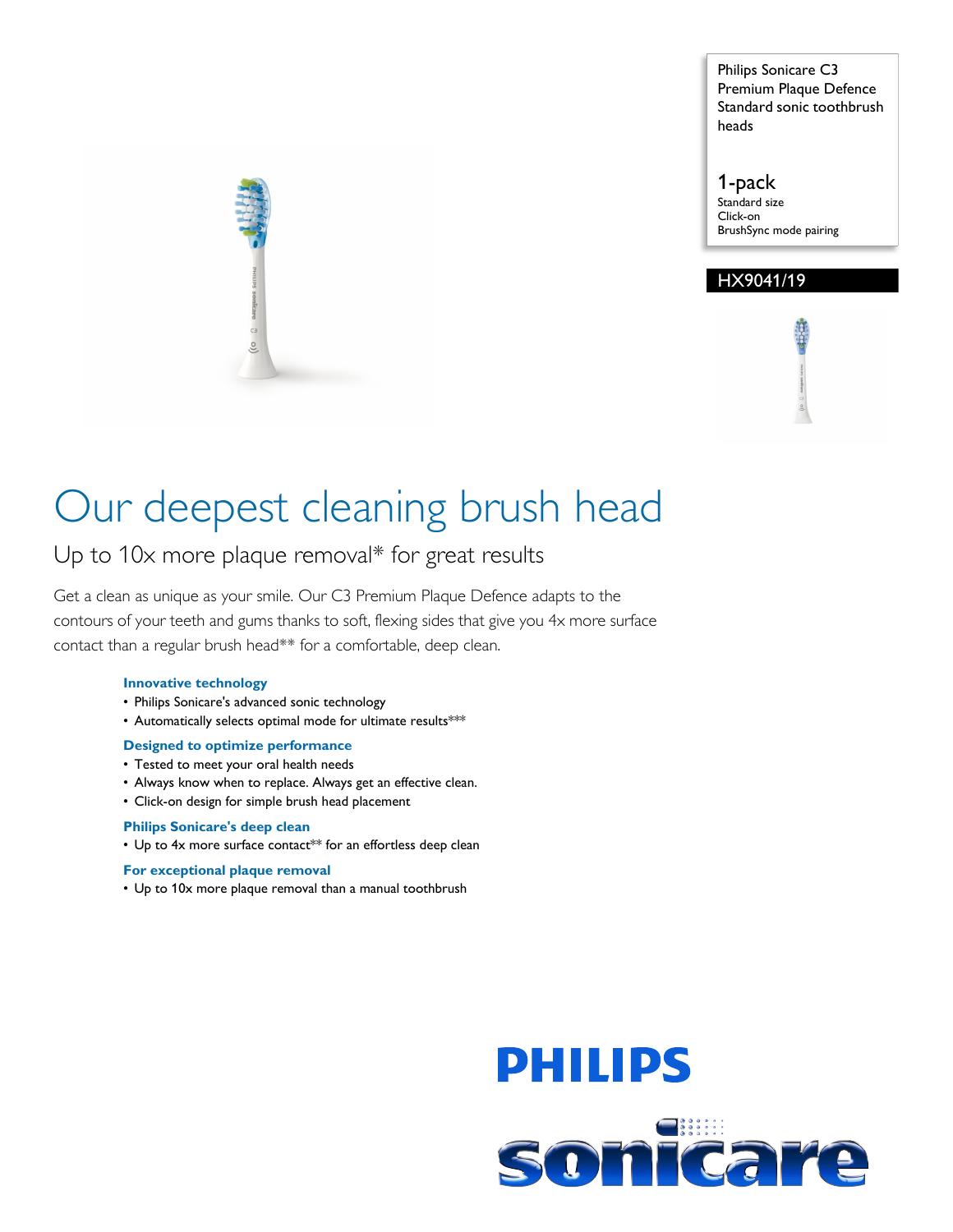Philips Sonicare C3 Premium Plaque Defence Standard sonic toothbrush heads

**1-pack**
Standard size
Click-on
BrushSync mode pairing

**HX9041/19**

# Our deepest cleaning brush head

## Up to 10x more plaque removal* for great results

Get a clean as unique as your smile. Our C3 Premium Plaque Defence adapts to the contours of your teeth and gums thanks to soft, flexing sides that give you 4x more surface contact than a regular brush head** for a comfortable, deep clean.

### Innovative technology

- Philips Sonicare's advanced sonic technology
- Automatically selects optimal mode for ultimate results***

### Designed to optimize performance

- Tested to meet your oral health needs
- Always know when to replace. Always get an effective clean.
- Click-on design for simple brush head placement

### Philips Sonicare's deep clean

- Up to 4x more surface contact** for an effortless deep clean

### For exceptional plaque removal

- Up to 10x more plaque removal than a manual toothbrush

PHILIPS

sonicare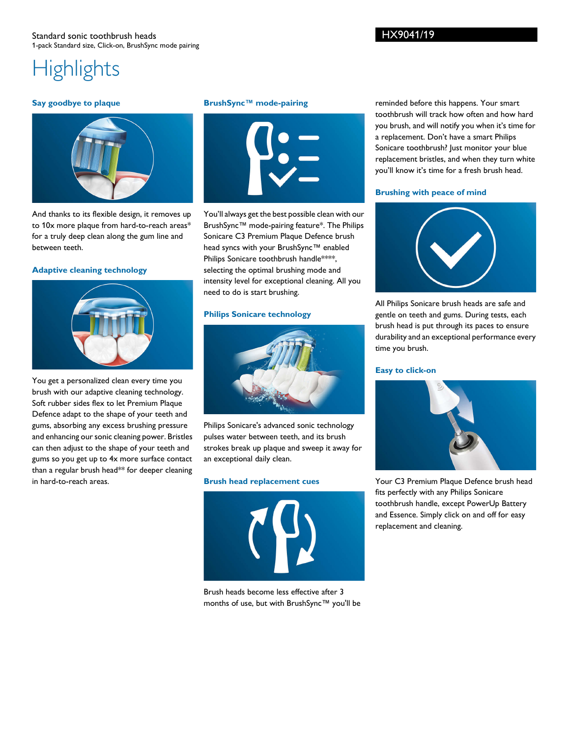Standard sonic toothbrush heads
1-pack Standard size, Click-on, BrushSync mode pairing

HX9041/19

# Highlights

### Say goodbye to plaque

And thanks to its flexible design, it removes up to 10x more plaque from hard-to-reach areas* for a truly deep clean along the gum line and between teeth.

### Adaptive cleaning technology

You get a personalized clean every time you brush with our adaptive cleaning technology. Soft rubber sides flex to let Premium Plaque Defence adapt to the shape of your teeth and gums, absorbing any excess brushing pressure and enhancing our sonic cleaning power. Bristles can then adjust to the shape of your teeth and gums so you get up to 4x more surface contact than a regular brush head** for deeper cleaning in hard-to-reach areas.

### BrushSync™ mode-pairing

You'll always get the best possible clean with our BrushSync™ mode-pairing feature*. The Philips Sonicare C3 Premium Plaque Defence brush head syncs with your BrushSync™ enabled Philips Sonicare toothbrush handle****, selecting the optimal brushing mode and intensity level for exceptional cleaning. All you need to do is start brushing.

### Philips Sonicare technology

Philips Sonicare's advanced sonic technology pulses water between teeth, and its brush strokes break up plaque and sweep it away for an exceptional daily clean.

### Brush head replacement cues

Brush heads become less effective after 3 months of use, but with BrushSync™ you'll be reminded before this happens. Your smart toothbrush will track how often and how hard you brush, and will notify you when it's time for a replacement. Don't have a smart Philips Sonicare toothbrush? Just monitor your blue replacement bristles, and when they turn white you'll know it's time for a fresh brush head.

### Brushing with peace of mind

All Philips Sonicare brush heads are safe and gentle on teeth and gums. During tests, each brush head is put through its paces to ensure durability and an exceptional performance every time you brush.

### Easy to click-on

Your C3 Premium Plaque Defence brush head fits perfectly with any Philips Sonicare toothbrush handle, except PowerUp Battery and Essence. Simply click on and off for easy replacement and cleaning.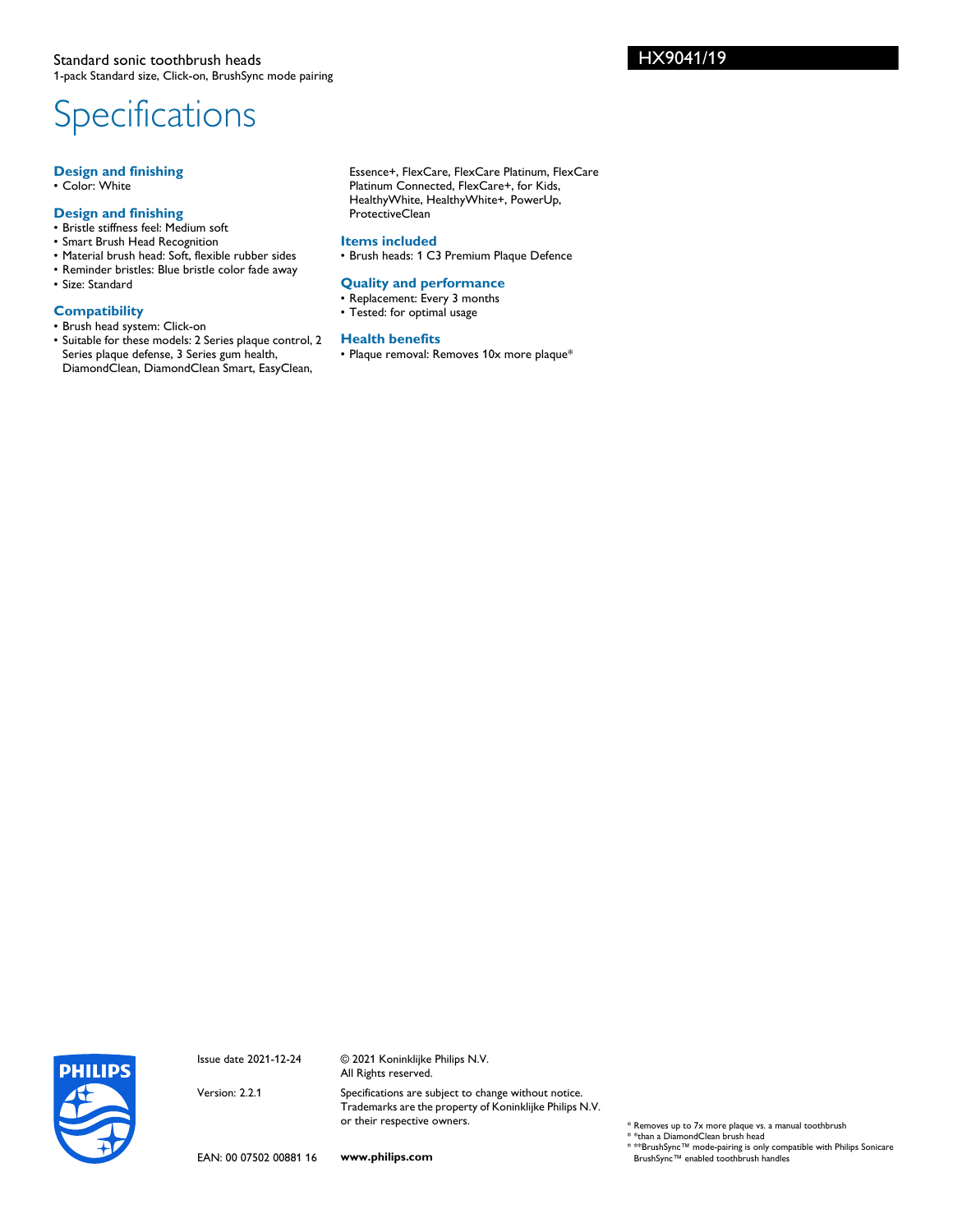Standard sonic toothbrush heads
1-pack Standard size, Click-on, BrushSync mode pairing

HX9041/19

# Specifications

### Design and finishing

- Color: White

### Design and finishing

- Bristle stiffness feel: Medium soft
- Smart Brush Head Recognition
- Material brush head: Soft, flexible rubber sides
- Reminder bristles: Blue bristle color fade away
- Size: Standard

### Compatibility

- Brush head system: Click-on
- Suitable for these models: 2 Series plaque control, 2 Series plaque defense, 3 Series gum health, DiamondClean, DiamondClean Smart, EasyClean, Essence+, FlexCare, FlexCare Platinum, FlexCare Platinum Connected, FlexCare+, for Kids, HealthyWhite, HealthyWhite+, PowerUp, ProtectiveClean

### Items included

- Brush heads: 1 C3 Premium Plaque Defence

### Quality and performance

- Replacement: Every 3 months
- Tested: for optimal usage

### Health benefits

- Plaque removal: Removes 10x more plaque*

Issue date 2021-12-24

Version: 2.2.1

EAN: 00 07502 00881 16

© 2021 Koninklijke Philips N.V.
All Rights reserved.

Specifications are subject to change without notice. Trademarks are the property of Koninklijke Philips N.V. or their respective owners.

**www.philips.com**

* Removes up to 7x more plaque vs. a manual toothbrush
* *than a DiamondClean brush head
* **BrushSync™ mode-pairing is only compatible with Philips Sonicare BrushSync™ enabled toothbrush handles